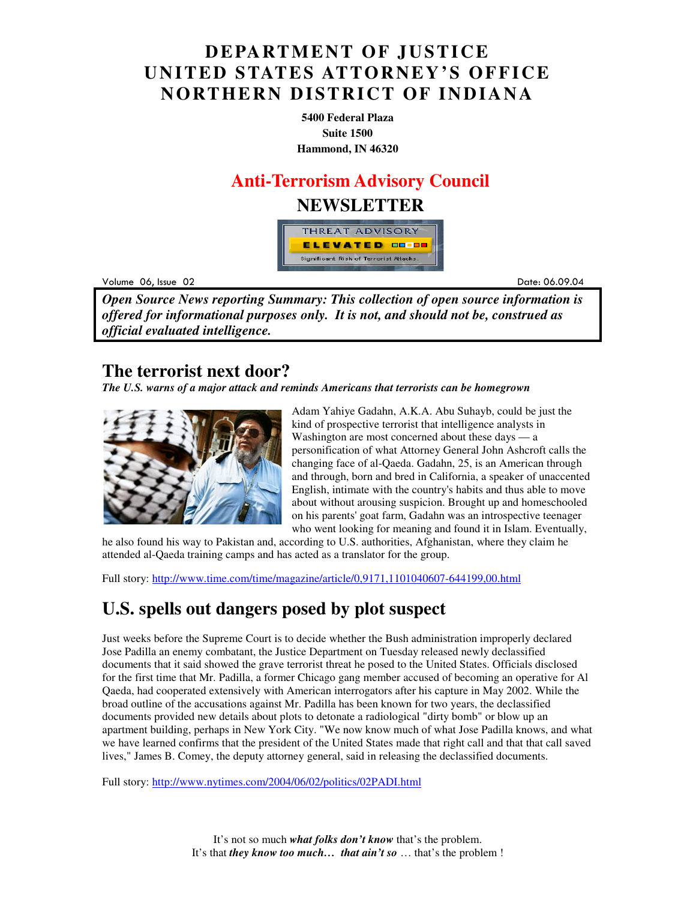# DEPARTMENT OF JUSTICE
# UNITED STATES ATTORNEY'S OFFICE
# NORTHERN DISTRICT OF INDIANA

**5400 Federal Plaza**
**Suite 1500**
**Hammond, IN 46320**

## Anti-Terrorism Advisory Council

## NEWSLETTER

THREAT ADVISORY
ELEVATED
Significant Risk of Terrorist Attacks.

Volume 06, Issue 02 Date: 06.09.04

***Open Source News reporting Summary: This collection of open source information is offered for informational purposes only. It is not, and should not be, construed as official evaluated intelligence.***

## The terrorist next door?

***The U.S. warns of a major attack and reminds Americans that terrorists can be homegrown***

Adam Yahiye Gadahn, A.K.A. Abu Suhayb, could be just the kind of prospective terrorist that intelligence analysts in Washington are most concerned about these days — a personification of what Attorney General John Ashcroft calls the changing face of al-Qaeda. Gadahn, 25, is an American through and through, born and bred in California, a speaker of unaccented English, intimate with the country's habits and thus able to move about without arousing suspicion. Brought up and homeschooled on his parents' goat farm, Gadahn was an introspective teenager who went looking for meaning and found it in Islam. Eventually, he also found his way to Pakistan and, according to U.S. authorities, Afghanistan, where they claim he attended al-Qaeda training camps and has acted as a translator for the group.

Full story: http://www.time.com/time/magazine/article/0,9171,1101040607-644199,00.html

## U.S. spells out dangers posed by plot suspect

Just weeks before the Supreme Court is to decide whether the Bush administration improperly declared Jose Padilla an enemy combatant, the Justice Department on Tuesday released newly declassified documents that it said showed the grave terrorist threat he posed to the United States. Officials disclosed for the first time that Mr. Padilla, a former Chicago gang member accused of becoming an operative for Al Qaeda, had cooperated extensively with American interrogators after his capture in May 2002. While the broad outline of the accusations against Mr. Padilla has been known for two years, the declassified documents provided new details about plots to detonate a radiological "dirty bomb" or blow up an apartment building, perhaps in New York City. "We now know much of what Jose Padilla knows, and what we have learned confirms that the president of the United States made that right call and that that call saved lives," James B. Comey, the deputy attorney general, said in releasing the declassified documents.

Full story: http://www.nytimes.com/2004/06/02/politics/02PADI.html

It's not so much ***what folks don't know*** that's the problem.
It's that ***they know too much… that ain't so*** … that's the problem !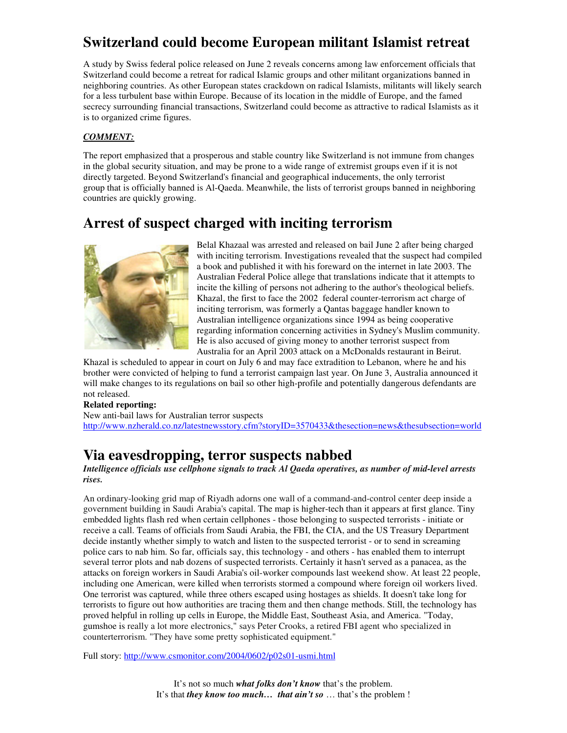# Switzerland could become European militant Islamist retreat

A study by Swiss federal police released on June 2 reveals concerns among law enforcement officials that Switzerland could become a retreat for radical Islamic groups and other militant organizations banned in neighboring countries. As other European states crackdown on radical Islamists, militants will likely search for a less turbulent base within Europe. Because of its location in the middle of Europe, and the famed secrecy surrounding financial transactions, Switzerland could become as attractive to radical Islamists as it is to organized crime figures.

***COMMENT:***

The report emphasized that a prosperous and stable country like Switzerland is not immune from changes in the global security situation, and may be prone to a wide range of extremist groups even if it is not directly targeted. Beyond Switzerland's financial and geographical inducements, the only terrorist group that is officially banned is Al-Qaeda. Meanwhile, the lists of terrorist groups banned in neighboring countries are quickly growing.

# Arrest of suspect charged with inciting terrorism

Belal Khazaal was arrested and released on bail June 2 after being charged with inciting terrorism. Investigations revealed that the suspect had compiled a book and published it with his foreward on the internet in late 2003. The Australian Federal Police allege that translations indicate that it attempts to incite the killing of persons not adhering to the author's theological beliefs. Khazal, the first to face the 2002 federal counter-terrorism act charge of inciting terrorism, was formerly a Qantas baggage handler known to Australian intelligence organizations since 1994 as being cooperative regarding information concerning activities in Sydney's Muslim community. He is also accused of giving money to another terrorist suspect from Australia for an April 2003 attack on a McDonalds restaurant in Beirut. Khazal is scheduled to appear in court on July 6 and may face extradition to Lebanon, where he and his brother were convicted of helping to fund a terrorist campaign last year. On June 3, Australia announced it will make changes to its regulations on bail so other high-profile and potentially dangerous defendants are not released.

**Related reporting:**

New anti-bail laws for Australian terror suspects

http://www.nzherald.co.nz/latestnewsstory.cfm?storyID=3570433&thesection=news&thesubsection=world

# Via eavesdropping, terror suspects nabbed

***Intelligence officials use cellphone signals to track Al Qaeda operatives, as number of mid-level arrests rises.***

An ordinary-looking grid map of Riyadh adorns one wall of a command-and-control center deep inside a government building in Saudi Arabia's capital. The map is higher-tech than it appears at first glance. Tiny embedded lights flash red when certain cellphones - those belonging to suspected terrorists - initiate or receive a call. Teams of officials from Saudi Arabia, the FBI, the CIA, and the US Treasury Department decide instantly whether simply to watch and listen to the suspected terrorist - or to send in screaming police cars to nab him. So far, officials say, this technology - and others - has enabled them to interrupt several terror plots and nab dozens of suspected terrorists. Certainly it hasn't served as a panacea, as the attacks on foreign workers in Saudi Arabia's oil-worker compounds last weekend show. At least 22 people, including one American, were killed when terrorists stormed a compound where foreign oil workers lived. One terrorist was captured, while three others escaped using hostages as shields. It doesn't take long for terrorists to figure out how authorities are tracing them and then change methods. Still, the technology has proved helpful in rolling up cells in Europe, the Middle East, Southeast Asia, and America. "Today, gumshoe is really a lot more electronics," says Peter Crooks, a retired FBI agent who specialized in counterterrorism. "They have some pretty sophisticated equipment."

Full story: http://www.csmonitor.com/2004/0602/p02s01-usmi.html

It's not so much ***what folks don't know*** that's the problem.
It's that ***they know too much… that ain't so*** … that's the problem !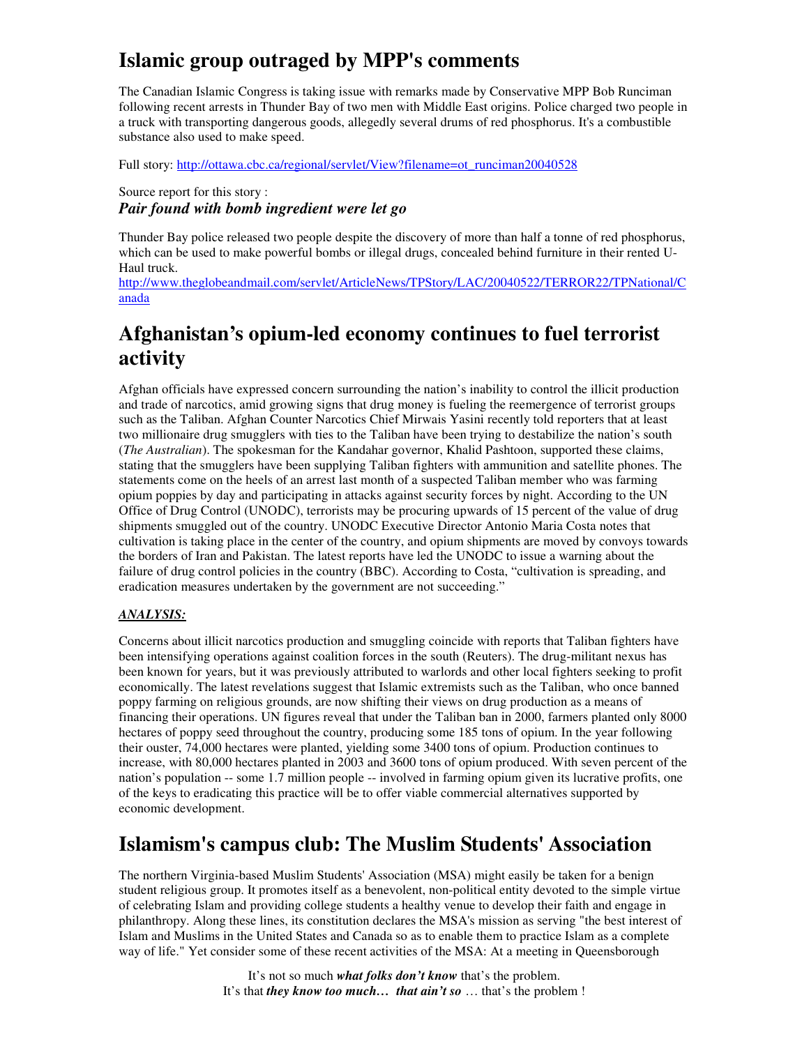# Islamic group outraged by MPP's comments

The Canadian Islamic Congress is taking issue with remarks made by Conservative MPP Bob Runciman following recent arrests in Thunder Bay of two men with Middle East origins. Police charged two people in a truck with transporting dangerous goods, allegedly several drums of red phosphorus. It's a combustible substance also used to make speed.

Full story: http://ottawa.cbc.ca/regional/servlet/View?filename=ot_runciman20040528

Source report for this story :
***Pair found with bomb ingredient were let go***

Thunder Bay police released two people despite the discovery of more than half a tonne of red phosphorus, which can be used to make powerful bombs or illegal drugs, concealed behind furniture in their rented U-Haul truck.
http://www.theglobeandmail.com/servlet/ArticleNews/TPStory/LAC/20040522/TERROR22/TPNational/Canada

# Afghanistan's opium-led economy continues to fuel terrorist activity

Afghan officials have expressed concern surrounding the nation's inability to control the illicit production and trade of narcotics, amid growing signs that drug money is fueling the reemergence of terrorist groups such as the Taliban. Afghan Counter Narcotics Chief Mirwais Yasini recently told reporters that at least two millionaire drug smugglers with ties to the Taliban have been trying to destabilize the nation's south (*The Australian*). The spokesman for the Kandahar governor, Khalid Pashtoon, supported these claims, stating that the smugglers have been supplying Taliban fighters with ammunition and satellite phones. The statements come on the heels of an arrest last month of a suspected Taliban member who was farming opium poppies by day and participating in attacks against security forces by night. According to the UN Office of Drug Control (UNODC), terrorists may be procuring upwards of 15 percent of the value of drug shipments smuggled out of the country. UNODC Executive Director Antonio Maria Costa notes that cultivation is taking place in the center of the country, and opium shipments are moved by convoys towards the borders of Iran and Pakistan. The latest reports have led the UNODC to issue a warning about the failure of drug control policies in the country (BBC). According to Costa, "cultivation is spreading, and eradication measures undertaken by the government are not succeeding."

***ANALYSIS:***

Concerns about illicit narcotics production and smuggling coincide with reports that Taliban fighters have been intensifying operations against coalition forces in the south (Reuters). The drug-militant nexus has been known for years, but it was previously attributed to warlords and other local fighters seeking to profit economically. The latest revelations suggest that Islamic extremists such as the Taliban, who once banned poppy farming on religious grounds, are now shifting their views on drug production as a means of financing their operations. UN figures reveal that under the Taliban ban in 2000, farmers planted only 8000 hectares of poppy seed throughout the country, producing some 185 tons of opium. In the year following their ouster, 74,000 hectares were planted, yielding some 3400 tons of opium. Production continues to increase, with 80,000 hectares planted in 2003 and 3600 tons of opium produced. With seven percent of the nation's population -- some 1.7 million people -- involved in farming opium given its lucrative profits, one of the keys to eradicating this practice will be to offer viable commercial alternatives supported by economic development.

# Islamism's campus club: The Muslim Students' Association

The northern Virginia-based Muslim Students' Association (MSA) might easily be taken for a benign student religious group. It promotes itself as a benevolent, non-political entity devoted to the simple virtue of celebrating Islam and providing college students a healthy venue to develop their faith and engage in philanthropy. Along these lines, its constitution declares the MSA's mission as serving "the best interest of Islam and Muslims in the United States and Canada so as to enable them to practice Islam as a complete way of life." Yet consider some of these recent activities of the MSA: At a meeting in Queensborough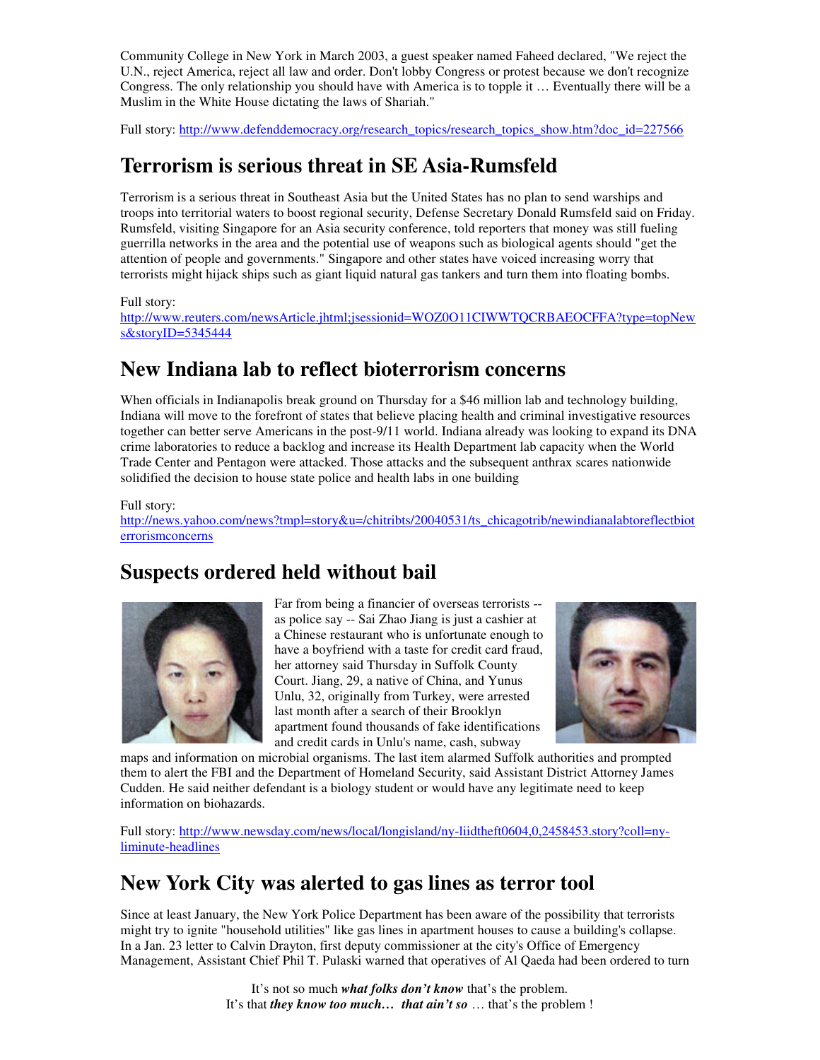Community College in New York in March 2003, a guest speaker named Faheed declared, "We reject the U.N., reject America, reject all law and order. Don't lobby Congress or protest because we don't recognize Congress. The only relationship you should have with America is to topple it … Eventually there will be a Muslim in the White House dictating the laws of Shariah."

Full story: http://www.defenddemocracy.org/research_topics/research_topics_show.htm?doc_id=227566

## Terrorism is serious threat in SE Asia-Rumsfeld

Terrorism is a serious threat in Southeast Asia but the United States has no plan to send warships and troops into territorial waters to boost regional security, Defense Secretary Donald Rumsfeld said on Friday. Rumsfeld, visiting Singapore for an Asia security conference, told reporters that money was still fueling guerrilla networks in the area and the potential use of weapons such as biological agents should "get the attention of people and governments." Singapore and other states have voiced increasing worry that terrorists might hijack ships such as giant liquid natural gas tankers and turn them into floating bombs.

Full story:
http://www.reuters.com/newsArticle.jhtml;jsessionid=WOZ0O11CIWWTQCRBAEOCFFA?type=topNews&storyID=5345444

## New Indiana lab to reflect bioterrorism concerns

When officials in Indianapolis break ground on Thursday for a $46 million lab and technology building, Indiana will move to the forefront of states that believe placing health and criminal investigative resources together can better serve Americans in the post-9/11 world. Indiana already was looking to expand its DNA crime laboratories to reduce a backlog and increase its Health Department lab capacity when the World Trade Center and Pentagon were attacked. Those attacks and the subsequent anthrax scares nationwide solidified the decision to house state police and health labs in one building

Full story:
http://news.yahoo.com/news?tmpl=story&u=/chitribts/20040531/ts_chicagotrib/newindianalabtoreflectbioterrorismconcerns

## Suspects ordered held without bail

Far from being a financier of overseas terrorists -- as police say -- Sai Zhao Jiang is just a cashier at a Chinese restaurant who is unfortunate enough to have a boyfriend with a taste for credit card fraud, her attorney said Thursday in Suffolk County Court. Jiang, 29, a native of China, and Yunus Unlu, 32, originally from Turkey, were arrested last month after a search of their Brooklyn apartment found thousands of fake identifications and credit cards in Unlu's name, cash, subway maps and information on microbial organisms. The last item alarmed Suffolk authorities and prompted them to alert the FBI and the Department of Homeland Security, said Assistant District Attorney James Cudden. He said neither defendant is a biology student or would have any legitimate need to keep information on biohazards.

Full story: http://www.newsday.com/news/local/longisland/ny-liidtheft0604,0,2458453.story?coll=ny-liminute-headlines

## New York City was alerted to gas lines as terror tool

Since at least January, the New York Police Department has been aware of the possibility that terrorists might try to ignite "household utilities" like gas lines in apartment houses to cause a building's collapse. In a Jan. 23 letter to Calvin Drayton, first deputy commissioner at the city's Office of Emergency Management, Assistant Chief Phil T. Pulaski warned that operatives of Al Qaeda had been ordered to turn

It's not so much ***what folks don't know*** that's the problem.
It's that ***they know too much… that ain't so*** … that's the problem !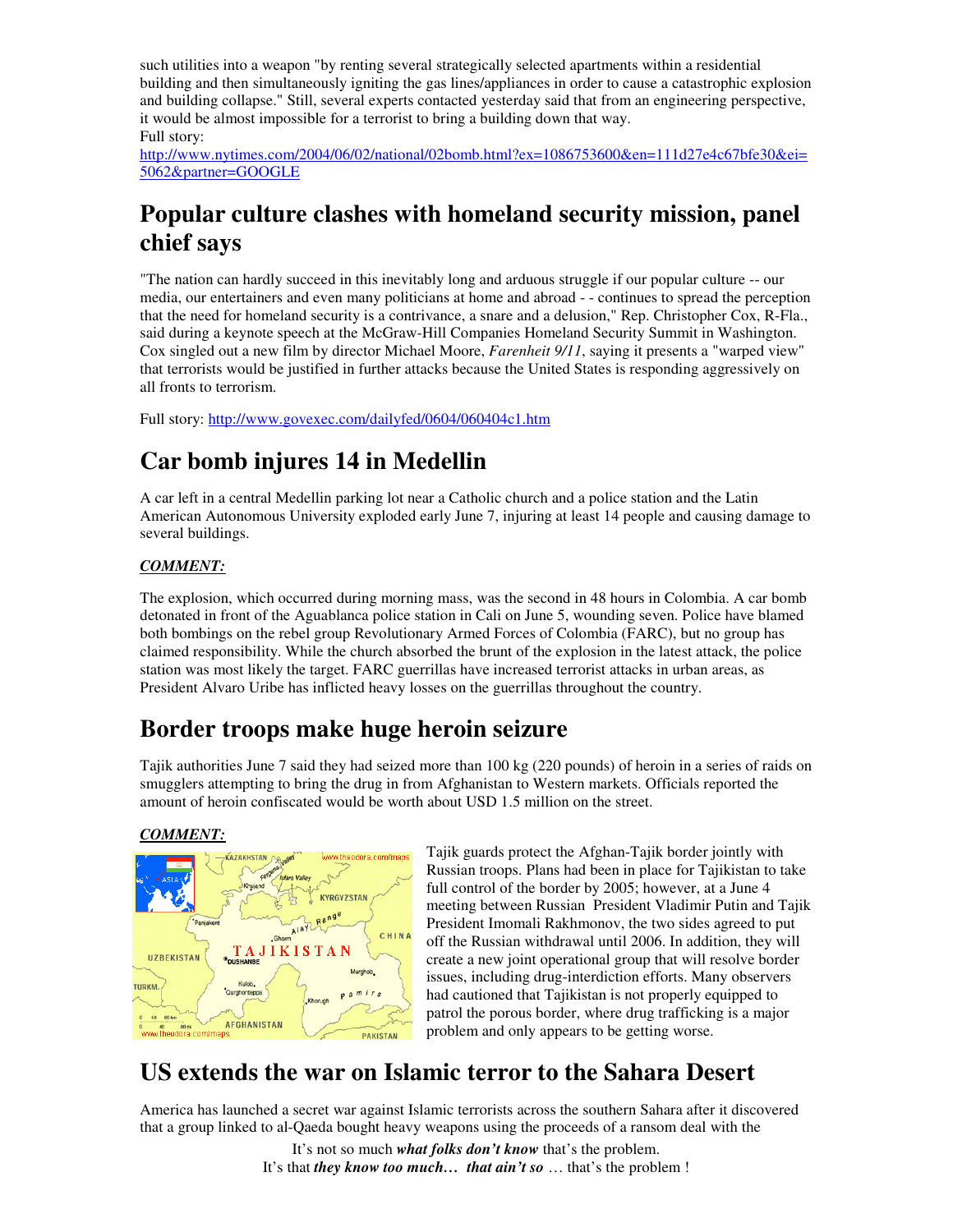such utilities into a weapon "by renting several strategically selected apartments within a residential building and then simultaneously igniting the gas lines/appliances in order to cause a catastrophic explosion and building collapse." Still, several experts contacted yesterday said that from an engineering perspective, it would be almost impossible for a terrorist to bring a building down that way.
Full story:
http://www.nytimes.com/2004/06/02/national/02bomb.html?ex=1086753600&en=111d27e4c67bfe30&ei=5062&partner=GOOGLE

## Popular culture clashes with homeland security mission, panel chief says

"The nation can hardly succeed in this inevitably long and arduous struggle if our popular culture -- our media, our entertainers and even many politicians at home and abroad - - continues to spread the perception that the need for homeland security is a contrivance, a snare and a delusion," Rep. Christopher Cox, R-Fla., said during a keynote speech at the McGraw-Hill Companies Homeland Security Summit in Washington. Cox singled out a new film by director Michael Moore, *Farenheit 9/11*, saying it presents a "warped view" that terrorists would be justified in further attacks because the United States is responding aggressively on all fronts to terrorism.

Full story: http://www.govexec.com/dailyfed/0604/060404c1.htm

## Car bomb injures 14 in Medellin

A car left in a central Medellin parking lot near a Catholic church and a police station and the Latin American Autonomous University exploded early June 7, injuring at least 14 people and causing damage to several buildings.

***COMMENT:***

The explosion, which occurred during morning mass, was the second in 48 hours in Colombia. A car bomb detonated in front of the Aguablanca police station in Cali on June 5, wounding seven. Police have blamed both bombings on the rebel group Revolutionary Armed Forces of Colombia (FARC), but no group has claimed responsibility. While the church absorbed the brunt of the explosion in the latest attack, the police station was most likely the target. FARC guerrillas have increased terrorist attacks in urban areas, as President Alvaro Uribe has inflicted heavy losses on the guerrillas throughout the country.

## Border troops make huge heroin seizure

Tajik authorities June 7 said they had seized more than 100 kg (220 pounds) of heroin in a series of raids on smugglers attempting to bring the drug in from Afghanistan to Western markets. Officials reported the amount of heroin confiscated would be worth about USD 1.5 million on the street.

***COMMENT:***

Tajik guards protect the Afghan-Tajik border jointly with Russian troops. Plans had been in place for Tajikistan to take full control of the border by 2005; however, at a June 4 meeting between Russian President Vladimir Putin and Tajik President Imomali Rakhmonov, the two sides agreed to put off the Russian withdrawal until 2006. In addition, they will create a new joint operational group that will resolve border issues, including drug-interdiction efforts. Many observers had cautioned that Tajikistan is not properly equipped to patrol the porous border, where drug trafficking is a major problem and only appears to be getting worse.

## US extends the war on Islamic terror to the Sahara Desert

America has launched a secret war against Islamic terrorists across the southern Sahara after it discovered that a group linked to al-Qaeda bought heavy weapons using the proceeds of a ransom deal with the

It's not so much ***what folks don't know*** that's the problem.
It's that ***they know too much… that ain't so*** … that's the problem !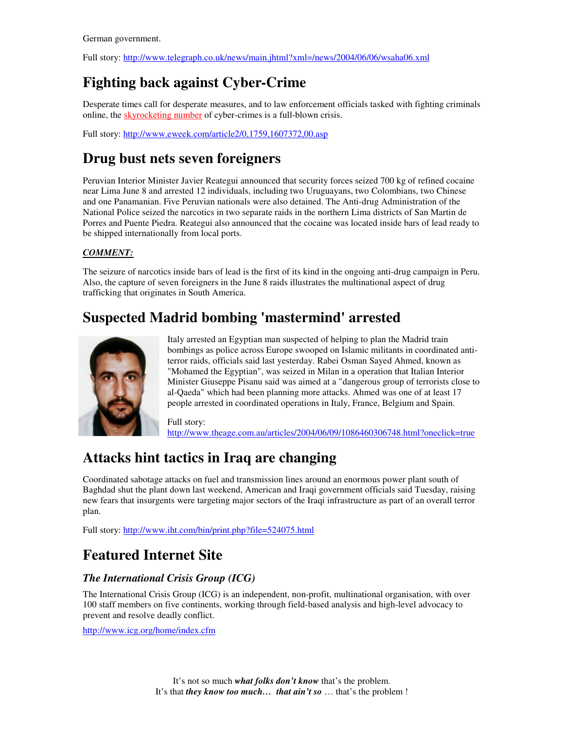German government.

Full story: http://www.telegraph.co.uk/news/main.jhtml?xml=/news/2004/06/06/wsaha06.xml

## Fighting back against Cyber-Crime

Desperate times call for desperate measures, and to law enforcement officials tasked with fighting criminals online, the skyrocketing number of cyber-crimes is a full-blown crisis.

Full story: http://www.eweek.com/article2/0,1759,1607372,00.asp

## Drug bust nets seven foreigners

Peruvian Interior Minister Javier Reategui announced that security forces seized 700 kg of refined cocaine near Lima June 8 and arrested 12 individuals, including two Uruguayans, two Colombians, two Chinese and one Panamanian. Five Peruvian nationals were also detained. The Anti-drug Administration of the National Police seized the narcotics in two separate raids in the northern Lima districts of San Martin de Porres and Puente Piedra. Reategui also announced that the cocaine was located inside bars of lead ready to be shipped internationally from local ports.

***COMMENT:***

The seizure of narcotics inside bars of lead is the first of its kind in the ongoing anti-drug campaign in Peru. Also, the capture of seven foreigners in the June 8 raids illustrates the multinational aspect of drug trafficking that originates in South America.

## Suspected Madrid bombing 'mastermind' arrested

Italy arrested an Egyptian man suspected of helping to plan the Madrid train bombings as police across Europe swooped on Islamic militants in coordinated anti-terror raids, officials said last yesterday. Rabei Osman Sayed Ahmed, known as "Mohamed the Egyptian", was seized in Milan in a operation that Italian Interior Minister Giuseppe Pisanu said was aimed at a "dangerous group of terrorists close to al-Qaeda" which had been planning more attacks. Ahmed was one of at least 17 people arrested in coordinated operations in Italy, France, Belgium and Spain.

Full story: http://www.theage.com.au/articles/2004/06/09/1086460306748.html?oneclick=true

## Attacks hint tactics in Iraq are changing

Coordinated sabotage attacks on fuel and transmission lines around an enormous power plant south of Baghdad shut the plant down last weekend, American and Iraqi government officials said Tuesday, raising new fears that insurgents were targeting major sectors of the Iraqi infrastructure as part of an overall terror plan.

Full story: http://www.iht.com/bin/print.php?file=524075.html

## Featured Internet Site

### *The International Crisis Group (ICG)*

The International Crisis Group (ICG) is an independent, non-profit, multinational organisation, with over 100 staff members on five continents, working through field-based analysis and high-level advocacy to prevent and resolve deadly conflict.

http://www.icg.org/home/index.cfm

It's not so much ***what folks don't know*** that's the problem.
It's that ***they know too much… that ain't so*** … that's the problem !